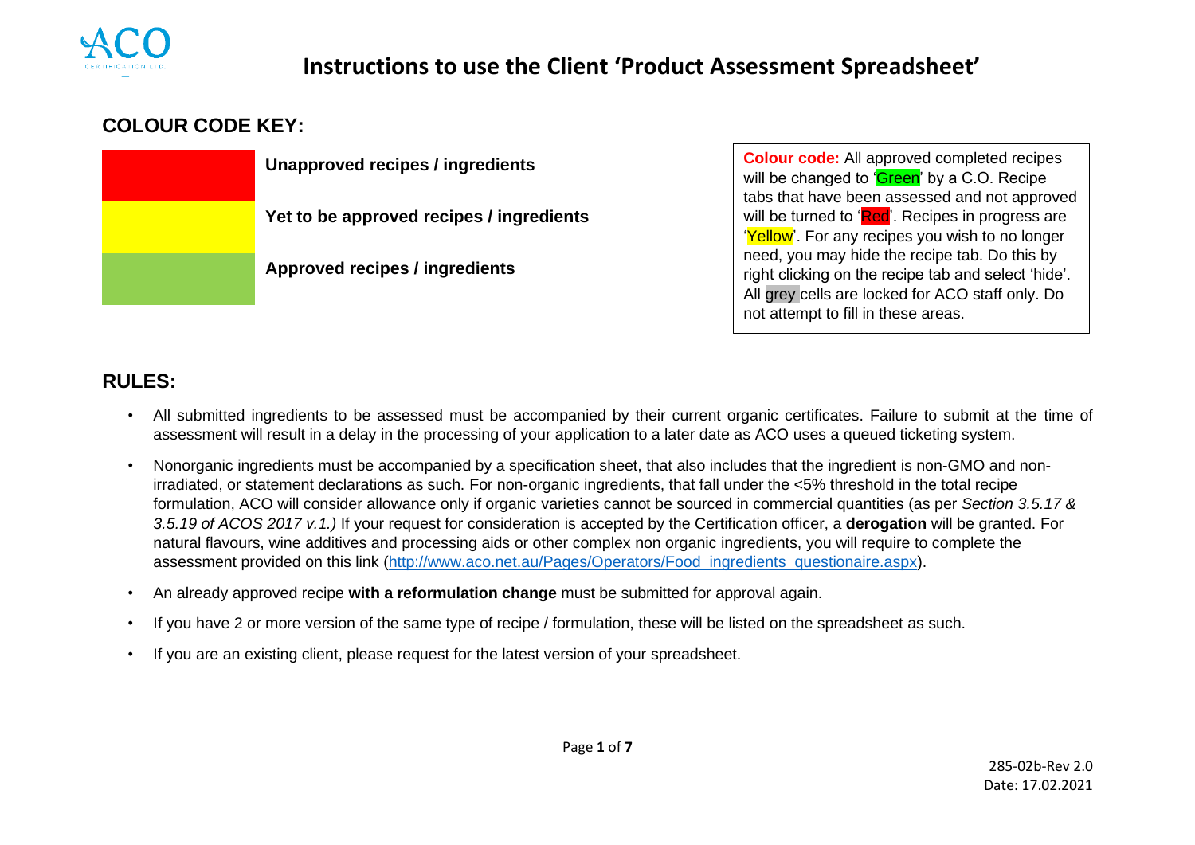# Instructions to use the Client 'Product Assessment Spreadsheet'

## COLOUR CODE KEY:

| Colour | Meaning |
| --- | --- |
| Red | **Unapproved recipes / ingredients** |
| Yellow | **Yet to be approved recipes / ingredients** |
| Green | **Approved recipes / ingredients** |

**Colour code:** All approved completed recipes will be changed to 'Green' by a C.O. Recipe tabs that have been assessed and not approved will be turned to 'Red'. Recipes in progress are 'Yellow'. For any recipes you wish to no longer need, you may hide the recipe tab. Do this by right clicking on the recipe tab and select 'hide'. All grey cells are locked for ACO staff only. Do not attempt to fill in these areas.

## RULES:

- All submitted ingredients to be assessed must be accompanied by their current organic certificates. Failure to submit at the time of assessment will result in a delay in the processing of your application to a later date as ACO uses a queued ticketing system.
- Nonorganic ingredients must be accompanied by a specification sheet, that also includes that the ingredient is non-GMO and non-irradiated, or statement declarations as such. For non-organic ingredients, that fall under the <5% threshold in the total recipe formulation, ACO will consider allowance only if organic varieties cannot be sourced in commercial quantities (as per *Section 3.5.17 & 3.5.19 of ACOS 2017 v.1.)* If your request for consideration is accepted by the Certification officer, a **derogation** will be granted. For natural flavours, wine additives and processing aids or other complex non organic ingredients, you will require to complete the assessment provided on this link ([http://www.aco.net.au/Pages/Operators/Food_ingredients_questionaire.aspx](http://www.aco.net.au/Pages/Operators/Food_ingredients_questionaire.aspx)).
- An already approved recipe **with a reformulation change** must be submitted for approval again.
- If you have 2 or more version of the same type of recipe / formulation, these will be listed on the spreadsheet as such.
- If you are an existing client, please request for the latest version of your spreadsheet.

285-02b-Rev 2.0
Date: 17.02.2021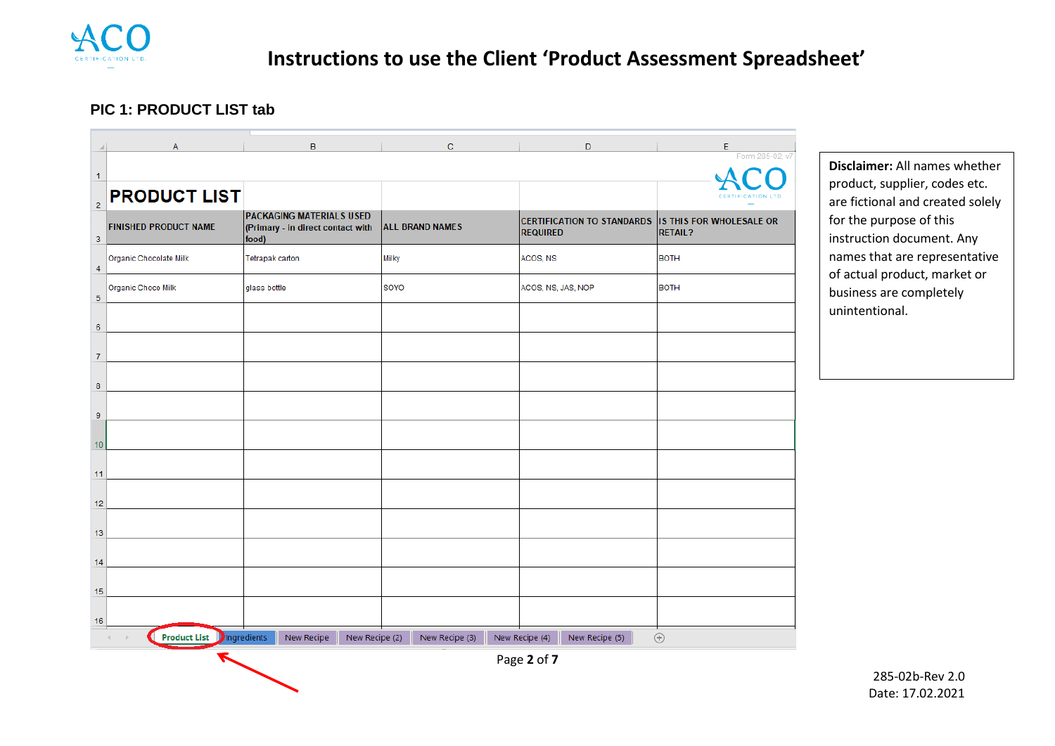# Instructions to use the Client 'Product Assessment Spreadsheet'

### PIC 1: PRODUCT LIST tab

Form 285-02, v7

## PRODUCT LIST

| FINISHED PRODUCT NAME | PACKAGING MATERIALS USED (Primary - In direct contact with food) | ALL BRAND NAMES | CERTIFICATION TO STANDARDS REQUIRED | IS THIS FOR WHOLESALE OR RETAIL? |
|---|---|---|---|---|
| Organic Chocolate Milk | Tetrapak carton | Milky | ACOS, NS | BOTH |
| Organic Choco Milk | glass bottle | SOYO | ACOS, NS, JAS, NOP | BOTH |
| | | | | |
| | | | | |
| | | | | |
| | | | | |
| | | | | |
| | | | | |
| | | | | |
| | | | | |
| | | | | |
| | | | | |
| | | | | |

Tabs: Product List | Ingredients | New Recipe | New Recipe (2) | New Recipe (3) | New Recipe (4) | New Recipe (5)

**Disclaimer:** All names whether product, supplier, codes etc. are fictional and created solely for the purpose of this instruction document. Any names that are representative of actual product, market or business are completely unintentional.

285-02b-Rev 2.0
Date: 17.02.2021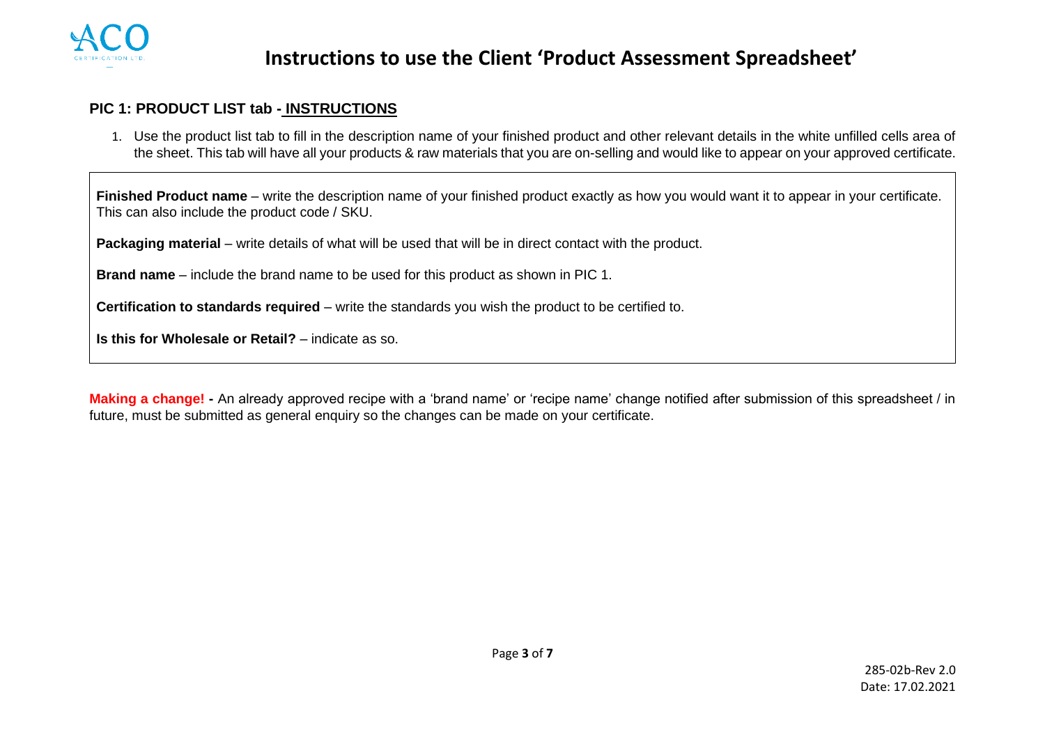# Instructions to use the Client 'Product Assessment Spreadsheet'

## PIC 1: PRODUCT LIST tab - INSTRUCTIONS

1. Use the product list tab to fill in the description name of your finished product and other relevant details in the white unfilled cells area of the sheet. This tab will have all your products & raw materials that you are on-selling and would like to appear on your approved certificate.

**Finished Product name** – write the description name of your finished product exactly as how you would want it to appear in your certificate. This can also include the product code / SKU.

**Packaging material** – write details of what will be used that will be in direct contact with the product.

**Brand name** – include the brand name to be used for this product as shown in PIC 1.

**Certification to standards required** – write the standards you wish the product to be certified to.

**Is this for Wholesale or Retail?** – indicate as so.

**Making a change! -** An already approved recipe with a 'brand name' or 'recipe name' change notified after submission of this spreadsheet / in future, must be submitted as general enquiry so the changes can be made on your certificate.

285-02b-Rev 2.0
Date: 17.02.2021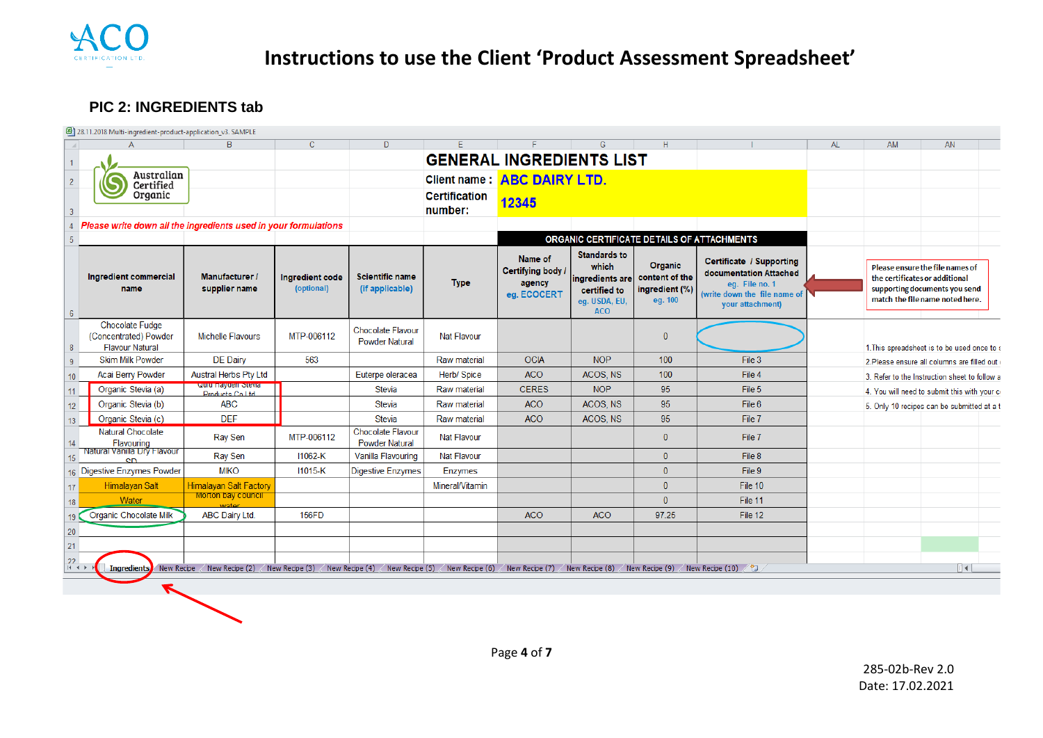# Instructions to use the Client 'Product Assessment Spreadsheet'

## PIC 2: INGREDIENTS tab

28.11.2018 Multi-ingredient-product-application_v3. SAMPLE

**GENERAL INGREDIENTS LIST**

Client name : **ABC DAIRY LTD.**

Certification number: **12345**

*Please write down all the ingredients used in your formulations*

| Ingredient commercial name | Manufacturer / supplier name | Ingredient code (optional) | Scientific name (if applicable) | Type | ORGANIC CERTIFICATE DETAILS OF ATTACHMENTS | | | |
|---|---|---|---|---|---|---|---|---|
| | | | | | Name of Certifying body / agency eg. ECOCERT | Standards to which ingredients are certified to eg. USDA, EU, ACO | Organic content of the ingredient (%) eg. 100 | Certificate / Supporting documentation Attached eg. File no. 1 (write down the file name of your attachment) |
| Chocolate Fudge (Concentrated) Powder Flavour Natural | Michelle Flavours | MTP-006112 | Chocolate Flavour Powder Natural | Nat Flavour | | | 0 | |
| Skim Milk Powder | DE Dairy | 563 | | Raw material | OCIA | NOP | 100 | File 3 |
| Acai Berry Powder | Austral Herbs Pty Ltd | | Euterpe oleracea | Herb/ Spice | ACO | ACOS, NS | 100 | File 4 |
| Organic Stevia (a) | Qufu Hayden Stevia Products Co Ltd | | Stevia | Raw material | CERES | NOP | 95 | File 5 |
| Organic Stevia (b) | ABC | | Stevia | Raw material | ACO | ACOS, NS | 95 | File 6 |
| Organic Stevia (c) | DEF | | Stevia | Raw material | ACO | ACOS, NS | 95 | File 7 |
| Natural Chocolate Flavouring | Ray Sen | MTP-006112 | Chocolate Flavour Powder Natural | Nat Flavour | | | 0 | File 7 |
| Natural Vanilla Dry Flavour SD | Ray Sen | I1062-K | Vanilla Flavouring | Nat Flavour | | | 0 | File 8 |
| Digestive Enzymes Powder | MIKO | I1015-K | Digestive Enzymes | Enzymes | | | 0 | File 9 |
| Himalayan Salt | Himalayan Salt Factory | | | Mineral/Vitamin | | | 0 | File 10 |
| Water | Morton bay council water | | | | | | 0 | File 11 |
| Organic Chocolate Milk | ABC Dairy Ltd. | 156FD | | | ACO | ACO | 97.25 | File 12 |

Please ensure the file names of the certificates or additional supporting documents you send match the file name noted here.

1. This spreadsheet is to be used once to
2. Please ensure all columns are filled out
3. Refer to the Instruction sheet to follow a
4. You will need to submit this with your c
5. Only 10 recipes can be submitted at a t

Tabs: Ingredients | New Recipe | New Recipe (2) | New Recipe (3) | New Recipe (4) | New Recipe (5) | New Recipe (6) | New Recipe (7) | New Recipe (8) | New Recipe (9) | New Recipe (10)

285-02b-Rev 2.0
Date: 17.02.2021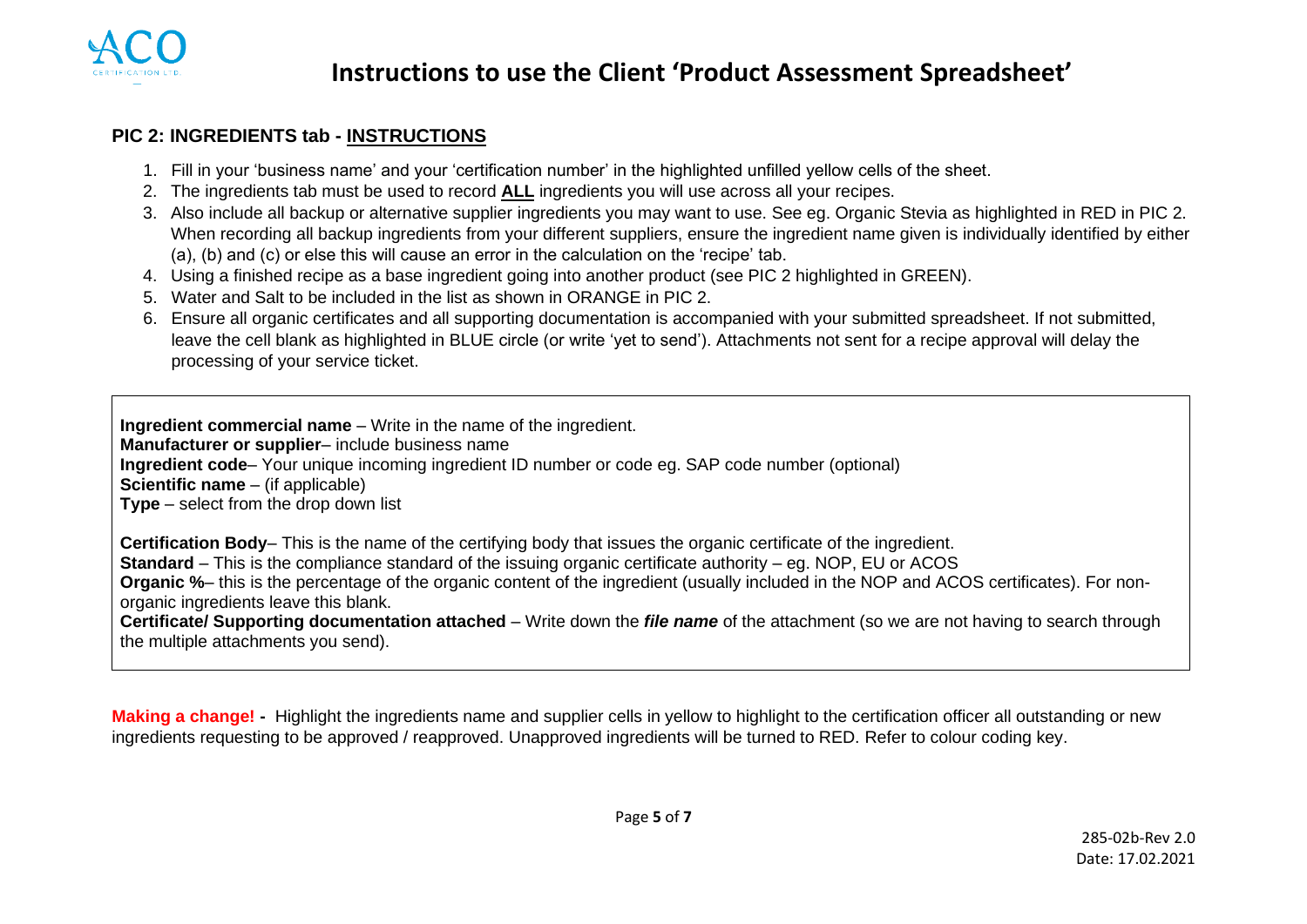# Instructions to use the Client 'Product Assessment Spreadsheet'

## PIC 2: INGREDIENTS tab - INSTRUCTIONS

1. Fill in your 'business name' and your 'certification number' in the highlighted unfilled yellow cells of the sheet.
2. The ingredients tab must be used to record **ALL** ingredients you will use across all your recipes.
3. Also include all backup or alternative supplier ingredients you may want to use. See eg. Organic Stevia as highlighted in RED in PIC 2. When recording all backup ingredients from your different suppliers, ensure the ingredient name given is individually identified by either (a), (b) and (c) or else this will cause an error in the calculation on the 'recipe' tab.
4. Using a finished recipe as a base ingredient going into another product (see PIC 2 highlighted in GREEN).
5. Water and Salt to be included in the list as shown in ORANGE in PIC 2.
6. Ensure all organic certificates and all supporting documentation is accompanied with your submitted spreadsheet. If not submitted, leave the cell blank as highlighted in BLUE circle (or write 'yet to send'). Attachments not sent for a recipe approval will delay the processing of your service ticket.

**Ingredient commercial name** – Write in the name of the ingredient.
**Manufacturer or supplier**– include business name
**Ingredient code**– Your unique incoming ingredient ID number or code eg. SAP code number (optional)
**Scientific name** – (if applicable)
**Type** – select from the drop down list

**Certification Body**– This is the name of the certifying body that issues the organic certificate of the ingredient.
**Standard** – This is the compliance standard of the issuing organic certificate authority – eg. NOP, EU or ACOS
**Organic %**– this is the percentage of the organic content of the ingredient (usually included in the NOP and ACOS certificates). For non-organic ingredients leave this blank.
**Certificate/ Supporting documentation attached** – Write down the ***file name*** of the attachment (so we are not having to search through the multiple attachments you send).

**Making a change! -** Highlight the ingredients name and supplier cells in yellow to highlight to the certification officer all outstanding or new ingredients requesting to be approved / reapproved. Unapproved ingredients will be turned to RED. Refer to colour coding key.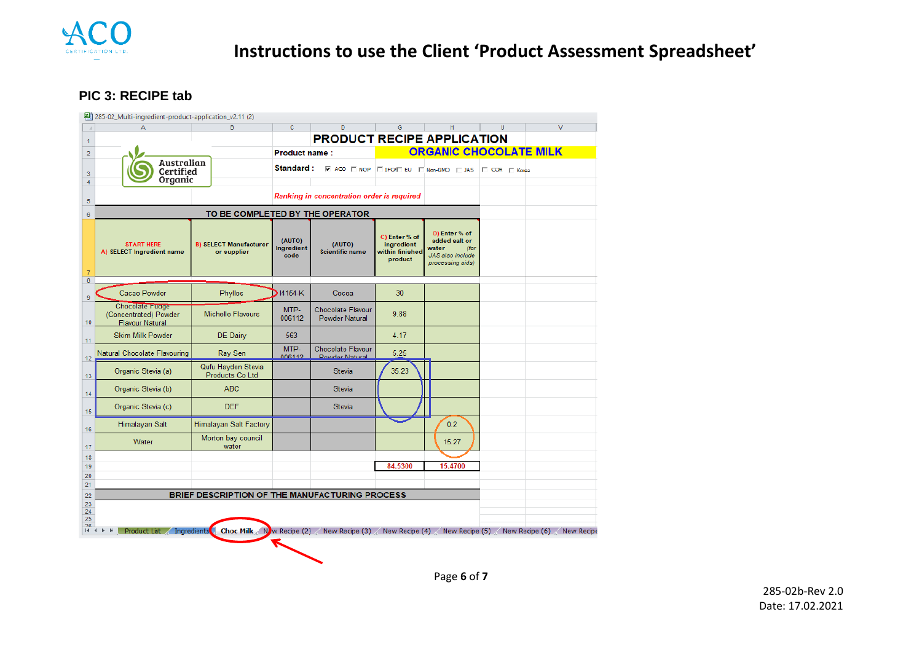# Instructions to use the Client 'Product Assessment Spreadsheet'

## PIC 3: RECIPE tab

285-02_Multi-ingredient-product-application_v2.11 (2)

**PRODUCT RECIPE APPLICATION**

**Product name :** ORGANIC CHOCOLATE MILK

**Standard :** ☑ ACO ☐ NOP ☐ IFOAM ☐ EU ☐ Non-GMO ☐ JAS ☐ COR ☐ Korea

*Ranking in concentration order is required*

**TO BE COMPLETED BY THE OPERATOR**

| START HERE A) SELECT Ingredient name | B) SELECT Manufacturer or supplier | (AUTO) Ingredient code | (AUTO) Scientific name | C) Enter % of ingredient within finished product | D) Enter % of added salt or water (for JAS also include processing aids) |
|---|---|---|---|---|---|
| Cacao Powder | Phyllos | I4154-K | Cocoa | 30 | |
| Chocolate Fudge (Concentrated) Powder Flavour Natural | Michelle Flavours | MTP-006112 | Chocolate Flavour Powder Natural | 9.88 | |
| Skim Milk Powder | DE Dairy | 563 | | 4.17 | |
| Natural Chocolate Flavouring | Ray Sen | MTP-006112 | Chocolate Flavour Powder Natural | 5.25 | |
| Organic Stevia (a) | Qufu Hayden Stevia Products Co Ltd | | Stevia | 35.23 | |
| Organic Stevia (b) | ABC | | Stevia | | |
| Organic Stevia (c) | DEF | | Stevia | | |
| Himalayan Salt | Himalayan Salt Factory | | | | 0.2 |
| Water | Morton bay council water | | | | 15.27 |
| | | | | 84.5300 | 15.4700 |

**BRIEF DESCRIPTION OF THE MANUFACTURING PROCESS**

Tabs: Product List | Ingredients | Choc Milk | New Recipe (2) | New Recipe (3) | New Recipe (4) | New Recipe (5) | New Recipe (6) | New Recipe

285-02b-Rev 2.0
Date: 17.02.2021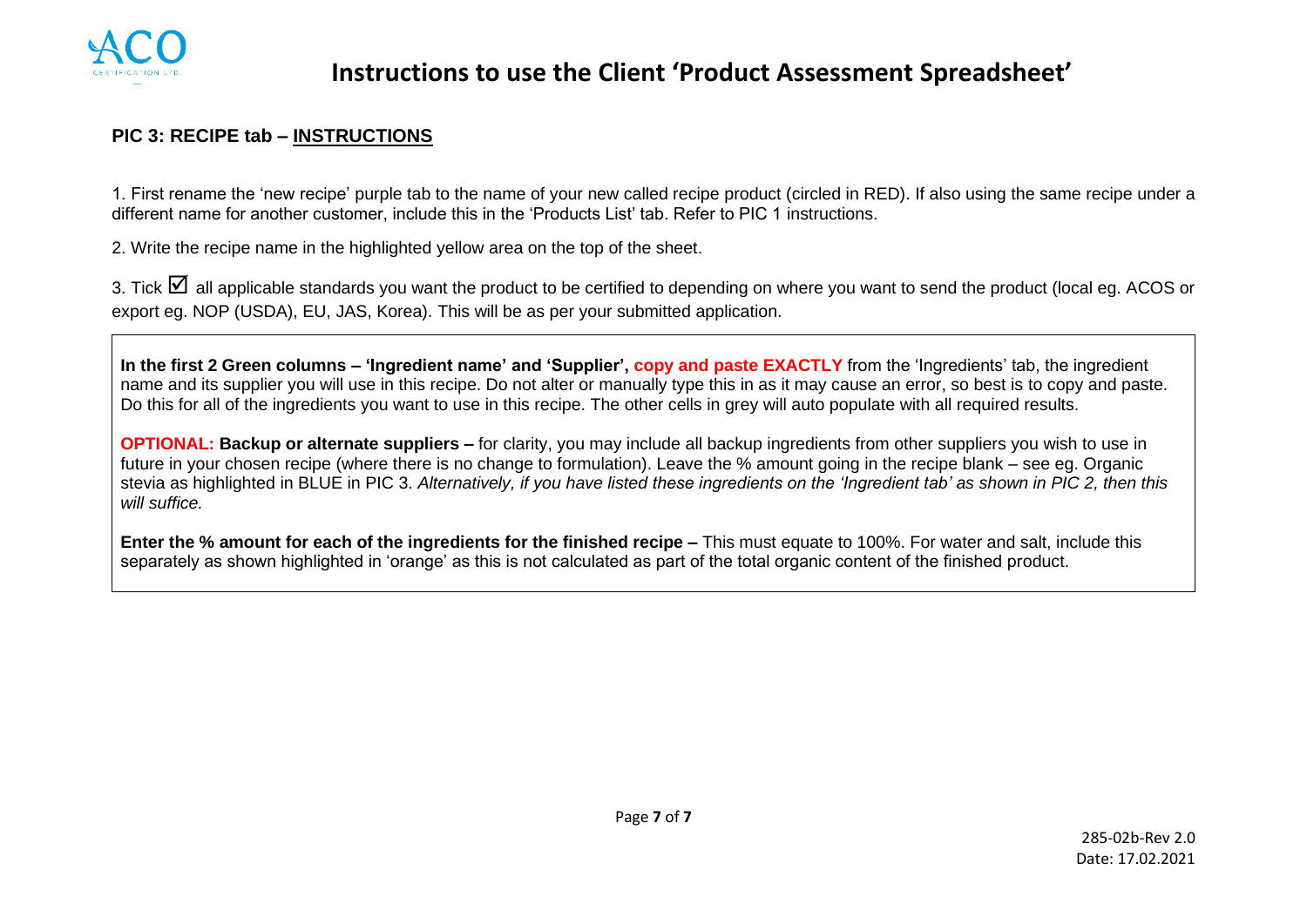## PIC 3: RECIPE tab – <u>INSTRUCTIONS</u>

1. First rename the 'new recipe' purple tab to the name of your new called recipe product (circled in RED). If also using the same recipe under a different name for another customer, include this in the 'Products List' tab. Refer to PIC 1 instructions.

2. Write the recipe name in the highlighted yellow area on the top of the sheet.

3. Tick ☑ all applicable standards you want the product to be certified to depending on where you want to send the product (local eg. ACOS or export eg. NOP (USDA), EU, JAS, Korea). This will be as per your submitted application.

**In the first 2 Green columns – 'Ingredient name' and 'Supplier', copy and paste EXACTLY** from the 'Ingredients' tab, the ingredient name and its supplier you will use in this recipe. Do not alter or manually type this in as it may cause an error, so best is to copy and paste. Do this for all of the ingredients you want to use in this recipe. The other cells in grey will auto populate with all required results.

**OPTIONAL: Backup or alternate suppliers –** for clarity, you may include all backup ingredients from other suppliers you wish to use in future in your chosen recipe (where there is no change to formulation). Leave the % amount going in the recipe blank – see eg. Organic stevia as highlighted in BLUE in PIC 3. *Alternatively, if you have listed these ingredients on the 'Ingredient tab' as shown in PIC 2, then this will suffice.*

**Enter the % amount for each of the ingredients for the finished recipe –** This must equate to 100%. For water and salt, include this separately as shown highlighted in 'orange' as this is not calculated as part of the total organic content of the finished product.

285-02b-Rev 2.0
Date: 17.02.2021